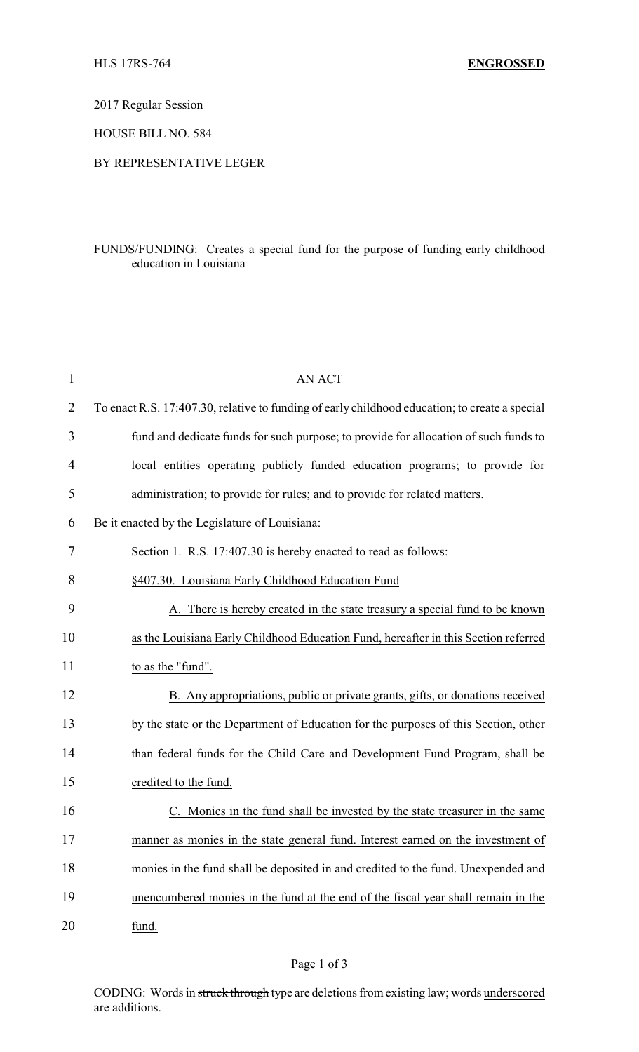HLS 17RS-764 **ENGROSSED**

2017 Regular Session

HOUSE BILL NO. 584

BY REPRESENTATIVE LEGER

FUNDS/FUNDING: Creates a special fund for the purpose of funding early childhood education in Louisiana

AN ACT

To enact R.S. 17:407.30, relative to funding of early childhood education; to create a special fund and dedicate funds for such purpose; to provide for allocation of such funds to local entities operating publicly funded education programs; to provide for administration; to provide for rules; and to provide for related matters.

Be it enacted by the Legislature of Louisiana:

Section 1. R.S. 17:407.30 is hereby enacted to read as follows:

§407.30. Louisiana Early Childhood Education Fund

A. There is hereby created in the state treasury a special fund to be known as the Louisiana Early Childhood Education Fund, hereafter in this Section referred to as the "fund".

B. Any appropriations, public or private grants, gifts, or donations received by the state or the Department of Education for the purposes of this Section, other than federal funds for the Child Care and Development Fund Program, shall be credited to the fund.

C. Monies in the fund shall be invested by the state treasurer in the same manner as monies in the state general fund. Interest earned on the investment of monies in the fund shall be deposited in and credited to the fund. Unexpended and unencumbered monies in the fund at the end of the fiscal year shall remain in the fund.

CODING: Words in ~~struck through~~ type are deletions from existing law; words underscored are additions.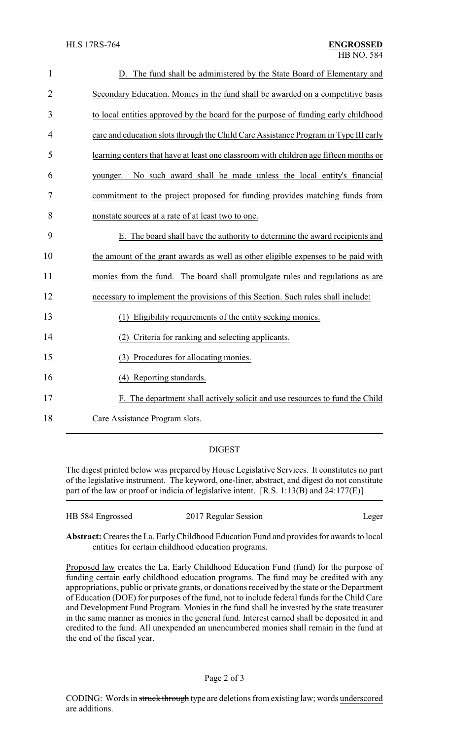D. The fund shall be administered by the State Board of Elementary and Secondary Education. Monies in the fund shall be awarded on a competitive basis to local entities approved by the board for the purpose of funding early childhood care and education slots through the Child Care Assistance Program in Type III early learning centers that have at least one classroom with children age fifteen months or younger. No such award shall be made unless the local entity's financial commitment to the project proposed for funding provides matching funds from nonstate sources at a rate of at least two to one.

E. The board shall have the authority to determine the award recipients and the amount of the grant awards as well as other eligible expenses to be paid with monies from the fund. The board shall promulgate rules and regulations as are necessary to implement the provisions of this Section. Such rules shall include:

(1) Eligibility requirements of the entity seeking monies.

(2) Criteria for ranking and selecting applicants.

(3) Procedures for allocating monies.

(4) Reporting standards.

F. The department shall actively solicit and use resources to fund the Child Care Assistance Program slots.

## DIGEST

The digest printed below was prepared by House Legislative Services. It constitutes no part of the legislative instrument. The keyword, one-liner, abstract, and digest do not constitute part of the law or proof or indicia of legislative intent. [R.S. 1:13(B) and 24:177(E)]

HB 584 Engrossed 2017 Regular Session Leger

**Abstract:** Creates the La. Early Childhood Education Fund and provides for awards to local entities for certain childhood education programs.

Proposed law creates the La. Early Childhood Education Fund (fund) for the purpose of funding certain early childhood education programs. The fund may be credited with any appropriations, public or private grants, or donations received by the state or the Department of Education (DOE) for purposes of the fund, not to include federal funds for the Child Care and Development Fund Program. Monies in the fund shall be invested by the state treasurer in the same manner as monies in the general fund. Interest earned shall be deposited in and credited to the fund. All unexpended an unencumbered monies shall remain in the fund at the end of the fiscal year.

CODING: Words in ~~struck through~~ type are deletions from existing law; words underscored are additions.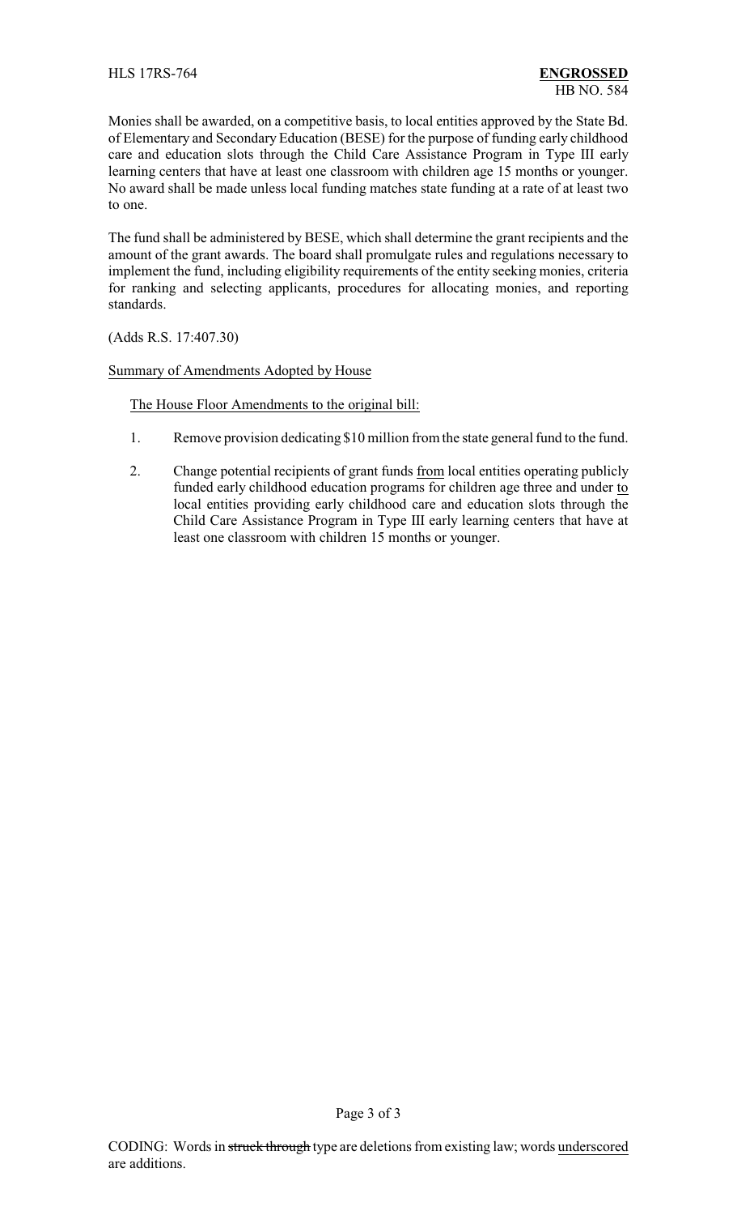Monies shall be awarded, on a competitive basis, to local entities approved by the State Bd. of Elementary and Secondary Education (BESE) for the purpose of funding early childhood care and education slots through the Child Care Assistance Program in Type III early learning centers that have at least one classroom with children age 15 months or younger. No award shall be made unless local funding matches state funding at a rate of at least two to one.

The fund shall be administered by BESE, which shall determine the grant recipients and the amount of the grant awards. The board shall promulgate rules and regulations necessary to implement the fund, including eligibility requirements of the entity seeking monies, criteria for ranking and selecting applicants, procedures for allocating monies, and reporting standards.

(Adds R.S. 17:407.30)

Summary of Amendments Adopted by House

The House Floor Amendments to the original bill:

1. Remove provision dedicating $10 million from the state general fund to the fund.

2. Change potential recipients of grant funds from local entities operating publicly funded early childhood education programs for children age three and under to local entities providing early childhood care and education slots through the Child Care Assistance Program in Type III early learning centers that have at least one classroom with children 15 months or younger.

CODING: Words in struck through type are deletions from existing law; words underscored are additions.